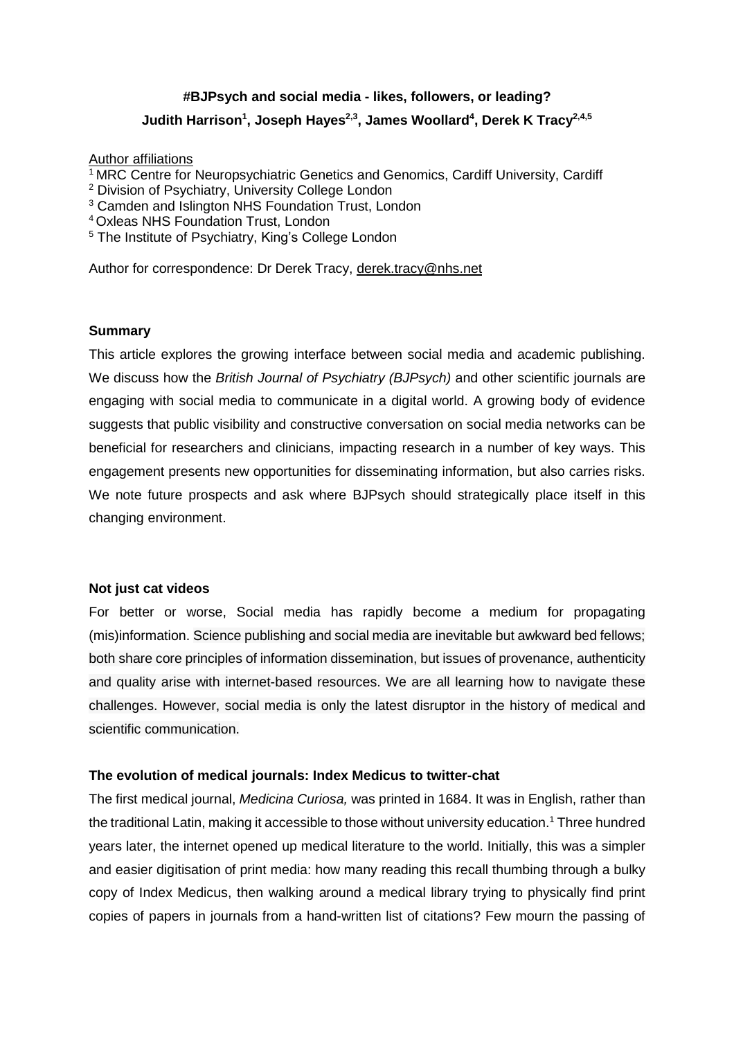# #BJPsych and social media - likes, followers, or leading?

**Judith Harrison[1], Joseph Hayes[2,3], James Woollard[4], Derek K Tracy[2,4,5]**

Author affiliations

[1] MRC Centre for Neuropsychiatric Genetics and Genomics, Cardiff University, Cardiff
[2] Division of Psychiatry, University College London
[3] Camden and Islington NHS Foundation Trust, London
[4] Oxleas NHS Foundation Trust, London
[5] The Institute of Psychiatry, King's College London

Author for correspondence: Dr Derek Tracy, derek.tracy@nhs.net

## Summary

This article explores the growing interface between social media and academic publishing. We discuss how the *British Journal of Psychiatry (BJPsych)* and other scientific journals are engaging with social media to communicate in a digital world. A growing body of evidence suggests that public visibility and constructive conversation on social media networks can be beneficial for researchers and clinicians, impacting research in a number of key ways. This engagement presents new opportunities for disseminating information, but also carries risks. We note future prospects and ask where BJPsych should strategically place itself in this changing environment.

## Not just cat videos

For better or worse, Social media has rapidly become a medium for propagating (mis)information. Science publishing and social media are inevitable but awkward bed fellows; both share core principles of information dissemination, but issues of provenance, authenticity and quality arise with internet-based resources. We are all learning how to navigate these challenges. However, social media is only the latest disruptor in the history of medical and scientific communication.

## The evolution of medical journals: Index Medicus to twitter-chat

The first medical journal, *Medicina Curiosa,* was printed in 1684. It was in English, rather than the traditional Latin, making it accessible to those without university education.[1] Three hundred years later, the internet opened up medical literature to the world. Initially, this was a simpler and easier digitisation of print media: how many reading this recall thumbing through a bulky copy of Index Medicus, then walking around a medical library trying to physically find print copies of papers in journals from a hand-written list of citations? Few mourn the passing of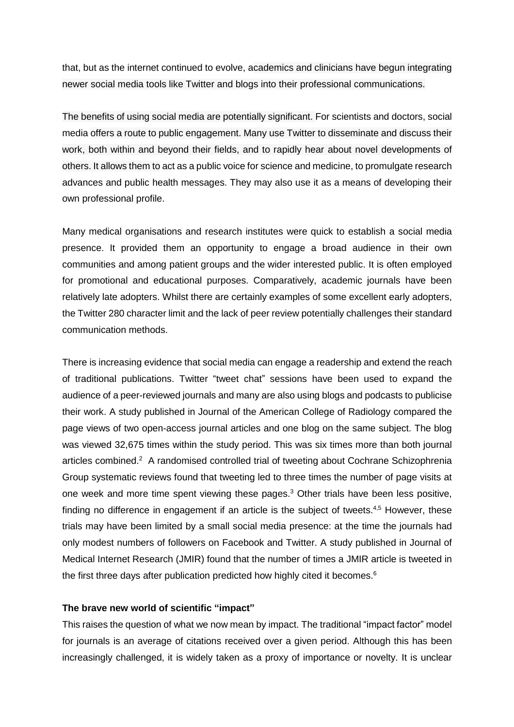that, but as the internet continued to evolve, academics and clinicians have begun integrating newer social media tools like Twitter and blogs into their professional communications.

The benefits of using social media are potentially significant. For scientists and doctors, social media offers a route to public engagement. Many use Twitter to disseminate and discuss their work, both within and beyond their fields, and to rapidly hear about novel developments of others. It allows them to act as a public voice for science and medicine, to promulgate research advances and public health messages. They may also use it as a means of developing their own professional profile.

Many medical organisations and research institutes were quick to establish a social media presence. It provided them an opportunity to engage a broad audience in their own communities and among patient groups and the wider interested public. It is often employed for promotional and educational purposes. Comparatively, academic journals have been relatively late adopters. Whilst there are certainly examples of some excellent early adopters, the Twitter 280 character limit and the lack of peer review potentially challenges their standard communication methods.

There is increasing evidence that social media can engage a readership and extend the reach of traditional publications. Twitter "tweet chat" sessions have been used to expand the audience of a peer-reviewed journals and many are also using blogs and podcasts to publicise their work. A study published in Journal of the American College of Radiology compared the page views of two open-access journal articles and one blog on the same subject. The blog was viewed 32,675 times within the study period. This was six times more than both journal articles combined.[2] A randomised controlled trial of tweeting about Cochrane Schizophrenia Group systematic reviews found that tweeting led to three times the number of page visits at one week and more time spent viewing these pages.[3] Other trials have been less positive, finding no difference in engagement if an article is the subject of tweets.[4,5] However, these trials may have been limited by a small social media presence: at the time the journals had only modest numbers of followers on Facebook and Twitter. A study published in Journal of Medical Internet Research (JMIR) found that the number of times a JMIR article is tweeted in the first three days after publication predicted how highly cited it becomes.[6]

**The brave new world of scientific "impact"**

This raises the question of what we now mean by impact. The traditional "impact factor" model for journals is an average of citations received over a given period. Although this has been increasingly challenged, it is widely taken as a proxy of importance or novelty. It is unclear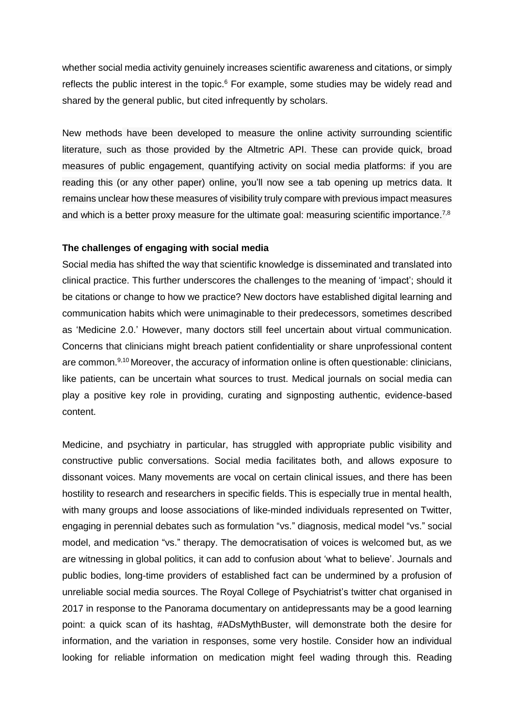whether social media activity genuinely increases scientific awareness and citations, or simply reflects the public interest in the topic.[6] For example, some studies may be widely read and shared by the general public, but cited infrequently by scholars.

New methods have been developed to measure the online activity surrounding scientific literature, such as those provided by the Altmetric API. These can provide quick, broad measures of public engagement, quantifying activity on social media platforms: if you are reading this (or any other paper) online, you'll now see a tab opening up metrics data. It remains unclear how these measures of visibility truly compare with previous impact measures and which is a better proxy measure for the ultimate goal: measuring scientific importance.[7,8]

**The challenges of engaging with social media**

Social media has shifted the way that scientific knowledge is disseminated and translated into clinical practice. This further underscores the challenges to the meaning of 'impact'; should it be citations or change to how we practice? New doctors have established digital learning and communication habits which were unimaginable to their predecessors, sometimes described as 'Medicine 2.0.' However, many doctors still feel uncertain about virtual communication. Concerns that clinicians might breach patient confidentiality or share unprofessional content are common.[9,10] Moreover, the accuracy of information online is often questionable: clinicians, like patients, can be uncertain what sources to trust. Medical journals on social media can play a positive key role in providing, curating and signposting authentic, evidence-based content.

Medicine, and psychiatry in particular, has struggled with appropriate public visibility and constructive public conversations. Social media facilitates both, and allows exposure to dissonant voices. Many movements are vocal on certain clinical issues, and there has been hostility to research and researchers in specific fields. This is especially true in mental health, with many groups and loose associations of like-minded individuals represented on Twitter, engaging in perennial debates such as formulation "vs." diagnosis, medical model "vs." social model, and medication "vs." therapy. The democratisation of voices is welcomed but, as we are witnessing in global politics, it can add to confusion about 'what to believe'. Journals and public bodies, long-time providers of established fact can be undermined by a profusion of unreliable social media sources. The Royal College of Psychiatrist's twitter chat organised in 2017 in response to the Panorama documentary on antidepressants may be a good learning point: a quick scan of its hashtag, #ADsMythBuster, will demonstrate both the desire for information, and the variation in responses, some very hostile. Consider how an individual looking for reliable information on medication might feel wading through this. Reading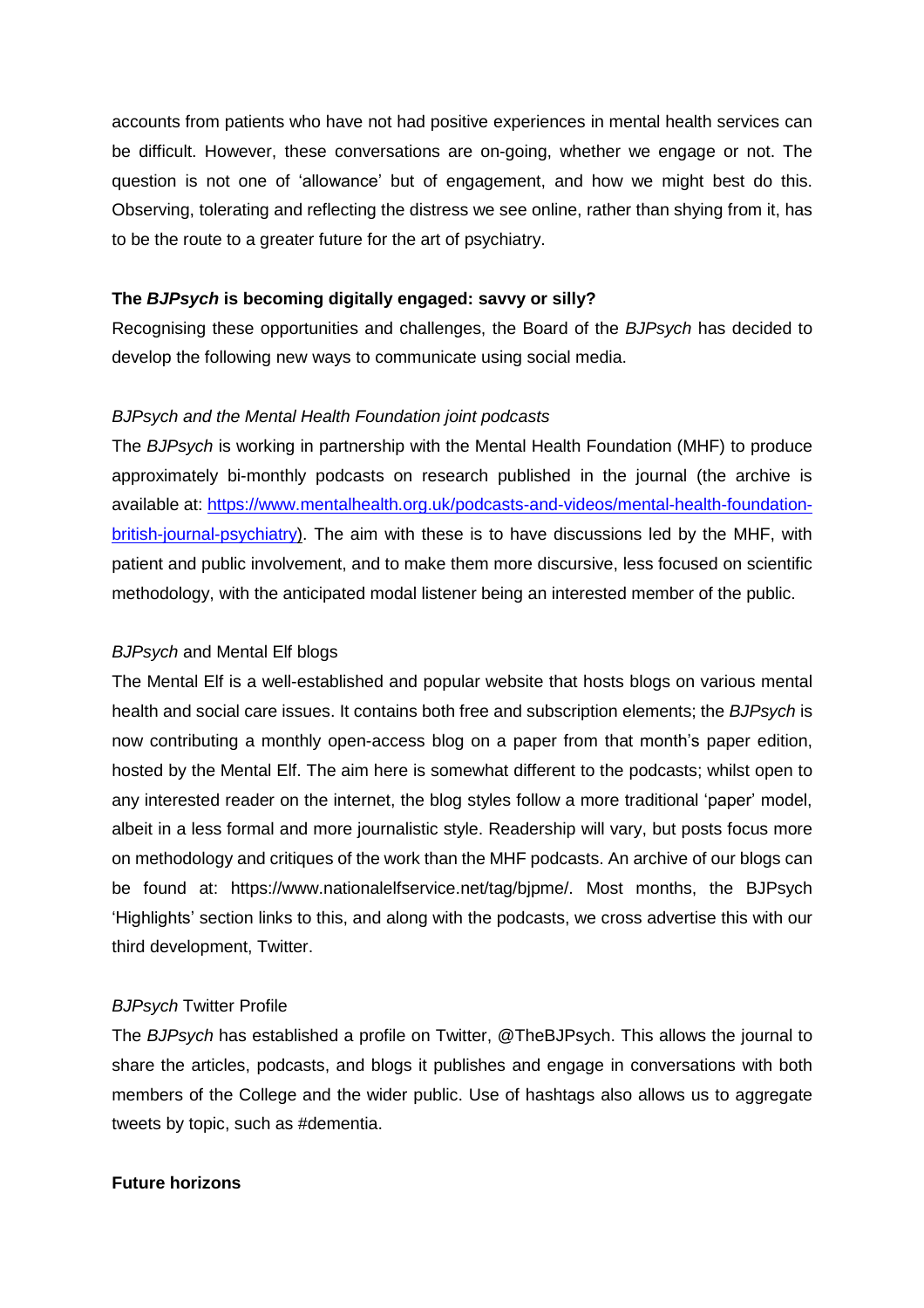accounts from patients who have not had positive experiences in mental health services can be difficult. However, these conversations are on-going, whether we engage or not. The question is not one of 'allowance' but of engagement, and how we might best do this. Observing, tolerating and reflecting the distress we see online, rather than shying from it, has to be the route to a greater future for the art of psychiatry.

**The *BJPsych* is becoming digitally engaged: savvy or silly?**

Recognising these opportunities and challenges, the Board of the *BJPsych* has decided to develop the following new ways to communicate using social media.

*BJPsych and the Mental Health Foundation joint podcasts*

The *BJPsych* is working in partnership with the Mental Health Foundation (MHF) to produce approximately bi-monthly podcasts on research published in the journal (the archive is available at: [https://www.mentalhealth.org.uk/podcasts-and-videos/mental-health-foundation-british-journal-psychiatry](https://www.mentalhealth.org.uk/podcasts-and-videos/mental-health-foundation-british-journal-psychiatry)). The aim with these is to have discussions led by the MHF, with patient and public involvement, and to make them more discursive, less focused on scientific methodology, with the anticipated modal listener being an interested member of the public.

*BJPsych* and Mental Elf blogs

The Mental Elf is a well-established and popular website that hosts blogs on various mental health and social care issues. It contains both free and subscription elements; the *BJPsych* is now contributing a monthly open-access blog on a paper from that month's paper edition, hosted by the Mental Elf. The aim here is somewhat different to the podcasts; whilst open to any interested reader on the internet, the blog styles follow a more traditional 'paper' model, albeit in a less formal and more journalistic style. Readership will vary, but posts focus more on methodology and critiques of the work than the MHF podcasts. An archive of our blogs can be found at: https://www.nationalelfservice.net/tag/bjpme/. Most months, the BJPsych 'Highlights' section links to this, and along with the podcasts, we cross advertise this with our third development, Twitter.

*BJPsych* Twitter Profile

The *BJPsych* has established a profile on Twitter, @TheBJPsych. This allows the journal to share the articles, podcasts, and blogs it publishes and engage in conversations with both members of the College and the wider public. Use of hashtags also allows us to aggregate tweets by topic, such as #dementia.

**Future horizons**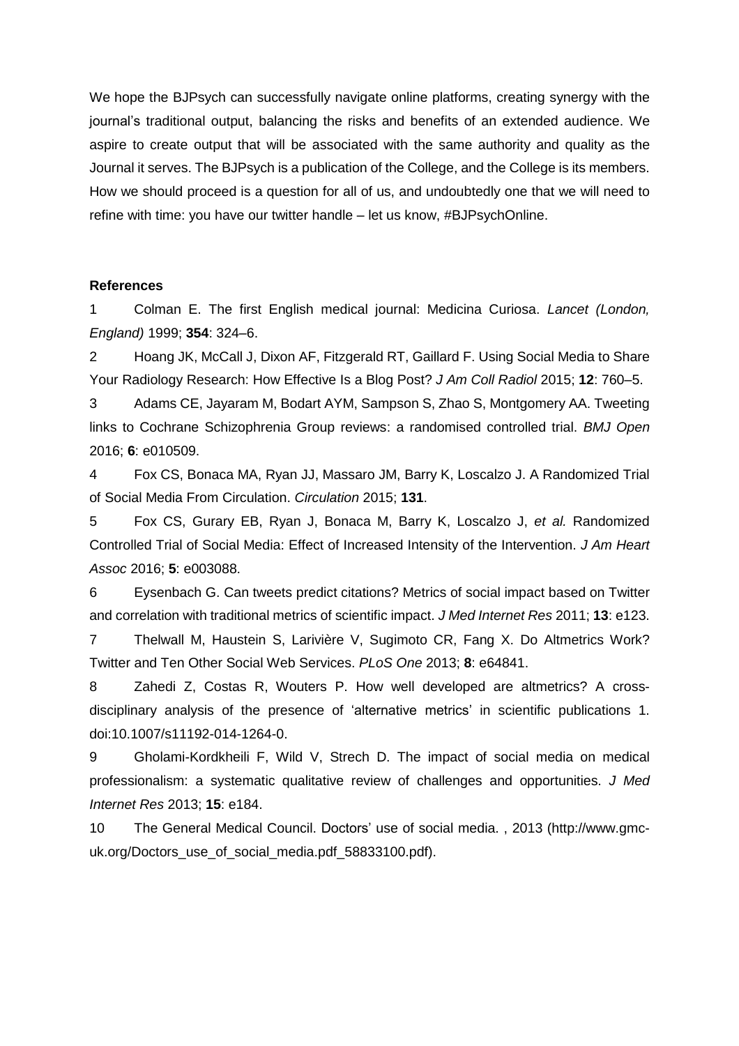We hope the BJPsych can successfully navigate online platforms, creating synergy with the journal's traditional output, balancing the risks and benefits of an extended audience. We aspire to create output that will be associated with the same authority and quality as the Journal it serves. The BJPsych is a publication of the College, and the College is its members. How we should proceed is a question for all of us, and undoubtedly one that we will need to refine with time: you have our twitter handle – let us know, #BJPsychOnline.

**References**

1 Colman E. The first English medical journal: Medicina Curiosa. *Lancet (London, England)* 1999; **354**: 324–6.

2 Hoang JK, McCall J, Dixon AF, Fitzgerald RT, Gaillard F. Using Social Media to Share Your Radiology Research: How Effective Is a Blog Post? *J Am Coll Radiol* 2015; **12**: 760–5.

3 Adams CE, Jayaram M, Bodart AYM, Sampson S, Zhao S, Montgomery AA. Tweeting links to Cochrane Schizophrenia Group reviews: a randomised controlled trial. *BMJ Open* 2016; **6**: e010509.

4 Fox CS, Bonaca MA, Ryan JJ, Massaro JM, Barry K, Loscalzo J. A Randomized Trial of Social Media From Circulation. *Circulation* 2015; **131**.

5 Fox CS, Gurary EB, Ryan J, Bonaca M, Barry K, Loscalzo J, *et al.* Randomized Controlled Trial of Social Media: Effect of Increased Intensity of the Intervention. *J Am Heart Assoc* 2016; **5**: e003088.

6 Eysenbach G. Can tweets predict citations? Metrics of social impact based on Twitter and correlation with traditional metrics of scientific impact. *J Med Internet Res* 2011; **13**: e123.

7 Thelwall M, Haustein S, Larivière V, Sugimoto CR, Fang X. Do Altmetrics Work? Twitter and Ten Other Social Web Services. *PLoS One* 2013; **8**: e64841.

8 Zahedi Z, Costas R, Wouters P. How well developed are altmetrics? A cross-disciplinary analysis of the presence of 'alternative metrics' in scientific publications 1. doi:10.1007/s11192-014-1264-0.

9 Gholami-Kordkheili F, Wild V, Strech D. The impact of social media on medical professionalism: a systematic qualitative review of challenges and opportunities. *J Med Internet Res* 2013; **15**: e184.

10 The General Medical Council. Doctors' use of social media. , 2013 (http://www.gmc-uk.org/Doctors_use_of_social_media.pdf_58833100.pdf).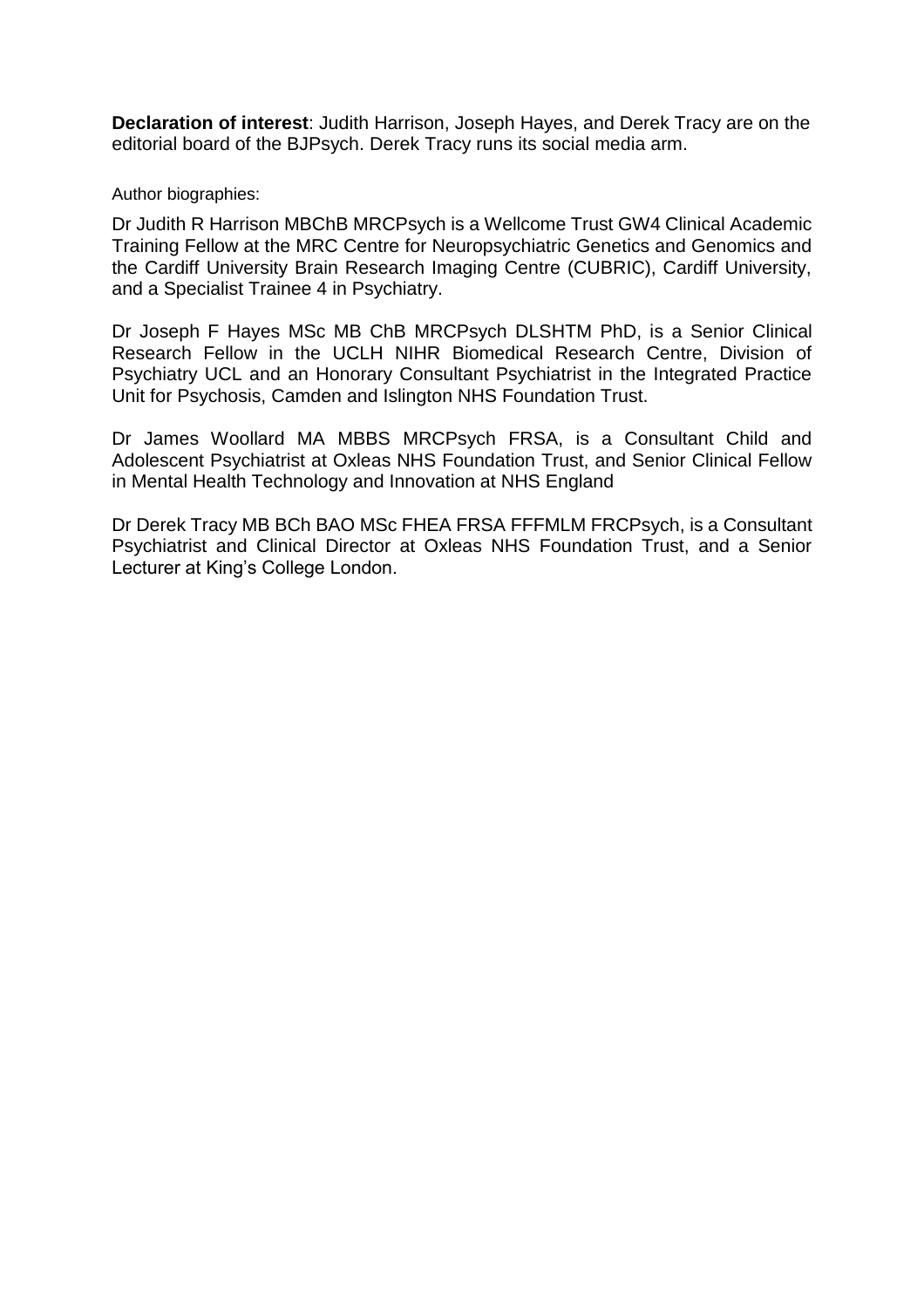**Declaration of interest**: Judith Harrison, Joseph Hayes, and Derek Tracy are on the editorial board of the BJPsych. Derek Tracy runs its social media arm.

Author biographies:

Dr Judith R Harrison MBChB MRCPsych is a Wellcome Trust GW4 Clinical Academic Training Fellow at the MRC Centre for Neuropsychiatric Genetics and Genomics and the Cardiff University Brain Research Imaging Centre (CUBRIC), Cardiff University, and a Specialist Trainee 4 in Psychiatry.

Dr Joseph F Hayes MSc MB ChB MRCPsych DLSHTM PhD, is a Senior Clinical Research Fellow in the UCLH NIHR Biomedical Research Centre, Division of Psychiatry UCL and an Honorary Consultant Psychiatrist in the Integrated Practice Unit for Psychosis, Camden and Islington NHS Foundation Trust.

Dr James Woollard MA MBBS MRCPsych FRSA, is a Consultant Child and Adolescent Psychiatrist at Oxleas NHS Foundation Trust, and Senior Clinical Fellow in Mental Health Technology and Innovation at NHS England

Dr Derek Tracy MB BCh BAO MSc FHEA FRSA FFFMLM FRCPsych, is a Consultant Psychiatrist and Clinical Director at Oxleas NHS Foundation Trust, and a Senior Lecturer at King's College London.